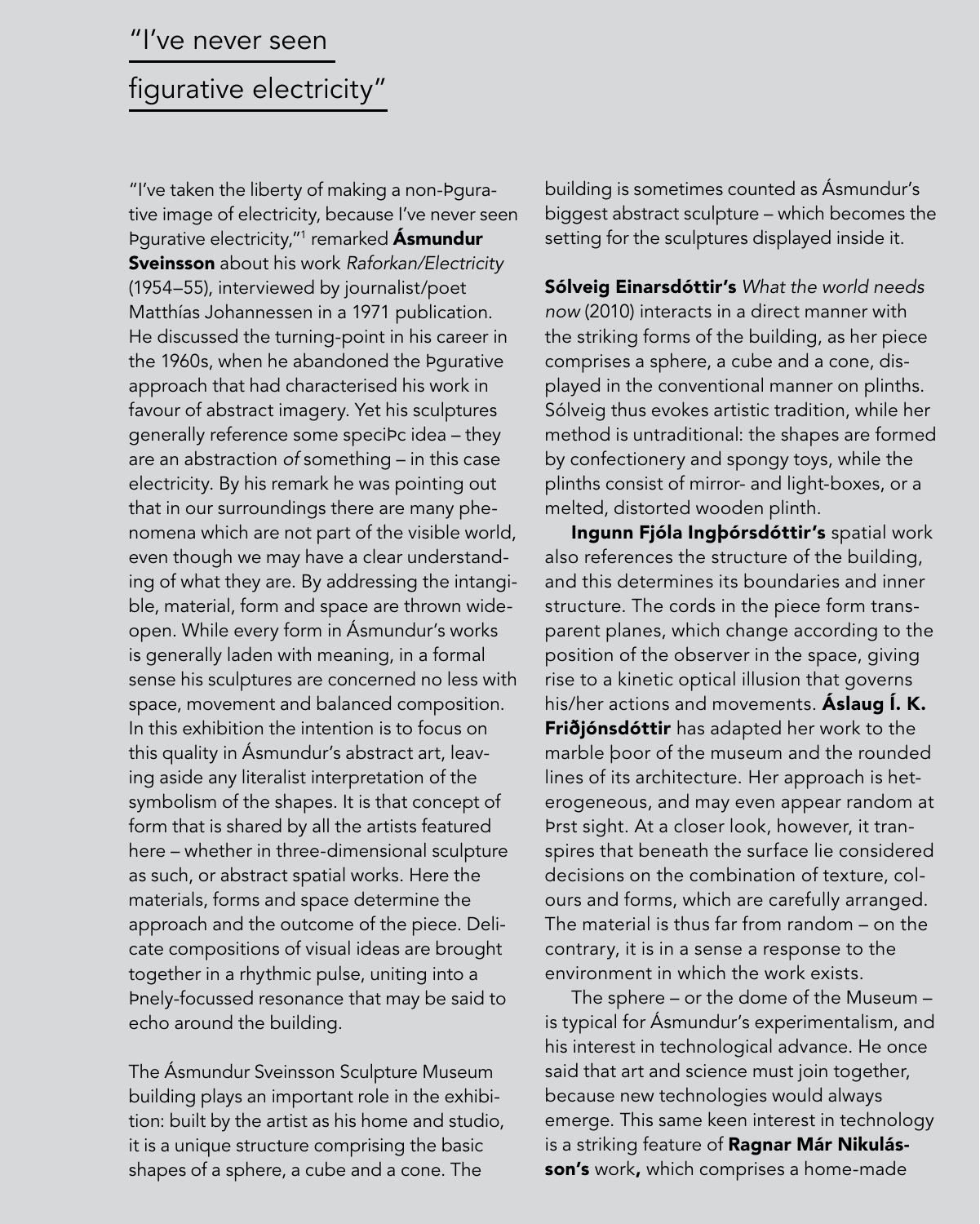# "I've never seen figurative electricity"

"I've taken the liberty of making a non-figurative image of electricity, because I've never seen figurative electricity,"[1] remarked **Ásmundur Sveinsson** about his work *Raforkan/Electricity* (1954–55), interviewed by journalist/poet Matthías Johannessen in a 1971 publication. He discussed the turning-point in his career in the 1960s, when he abandoned the figurative approach that had characterised his work in favour of abstract imagery. Yet his sculptures generally reference some specific idea – they are an abstraction *of* something – in this case electricity. By his remark he was pointing out that in our surroundings there are many phenomena which are not part of the visible world, even though we may have a clear understanding of what they are. By addressing the intangible, material, form and space are thrown wide-open. While every form in Ásmundur's works is generally laden with meaning, in a formal sense his sculptures are concerned no less with space, movement and balanced composition. In this exhibition the intention is to focus on this quality in Ásmundur's abstract art, leaving aside any literalist interpretation of the symbolism of the shapes. It is that concept of form that is shared by all the artists featured here – whether in three-dimensional sculpture as such, or abstract spatial works. Here the materials, forms and space determine the approach and the outcome of the piece. Delicate compositions of visual ideas are brought together in a rhythmic pulse, uniting into a finely-focussed resonance that may be said to echo around the building.

The Ásmundur Sveinsson Sculpture Museum building plays an important role in the exhibition: built by the artist as his home and studio, it is a unique structure comprising the basic shapes of a sphere, a cube and a cone. The building is sometimes counted as Ásmundur's biggest abstract sculpture – which becomes the setting for the sculptures displayed inside it.

**Sólveig Einarsdóttir's** *What the world needs now* (2010) interacts in a direct manner with the striking forms of the building, as her piece comprises a sphere, a cube and a cone, displayed in the conventional manner on plinths. Sólveig thus evokes artistic tradition, while her method is untraditional: the shapes are formed by confectionery and spongy toys, while the plinths consist of mirror- and light-boxes, or a melted, distorted wooden plinth.

**Ingunn Fjóla Ingþórsdóttir's** spatial work also references the structure of the building, and this determines its boundaries and inner structure. The cords in the piece form transparent planes, which change according to the position of the observer in the space, giving rise to a kinetic optical illusion that governs his/her actions and movements. **Áslaug Í. K. Friðjónsdóttir** has adapted her work to the marble floor of the museum and the rounded lines of its architecture. Her approach is heterogeneous, and may even appear random at first sight. At a closer look, however, it transpires that beneath the surface lie considered decisions on the combination of texture, colours and forms, which are carefully arranged. The material is thus far from random – on the contrary, it is in a sense a response to the environment in which the work exists.

The sphere – or the dome of the Museum – is typical for Ásmundur's experimentalism, and his interest in technological advance. He once said that art and science must join together, because new technologies would always emerge. This same keen interest in technology is a striking feature of **Ragnar Már Nikulásson's** work, which comprises a home-made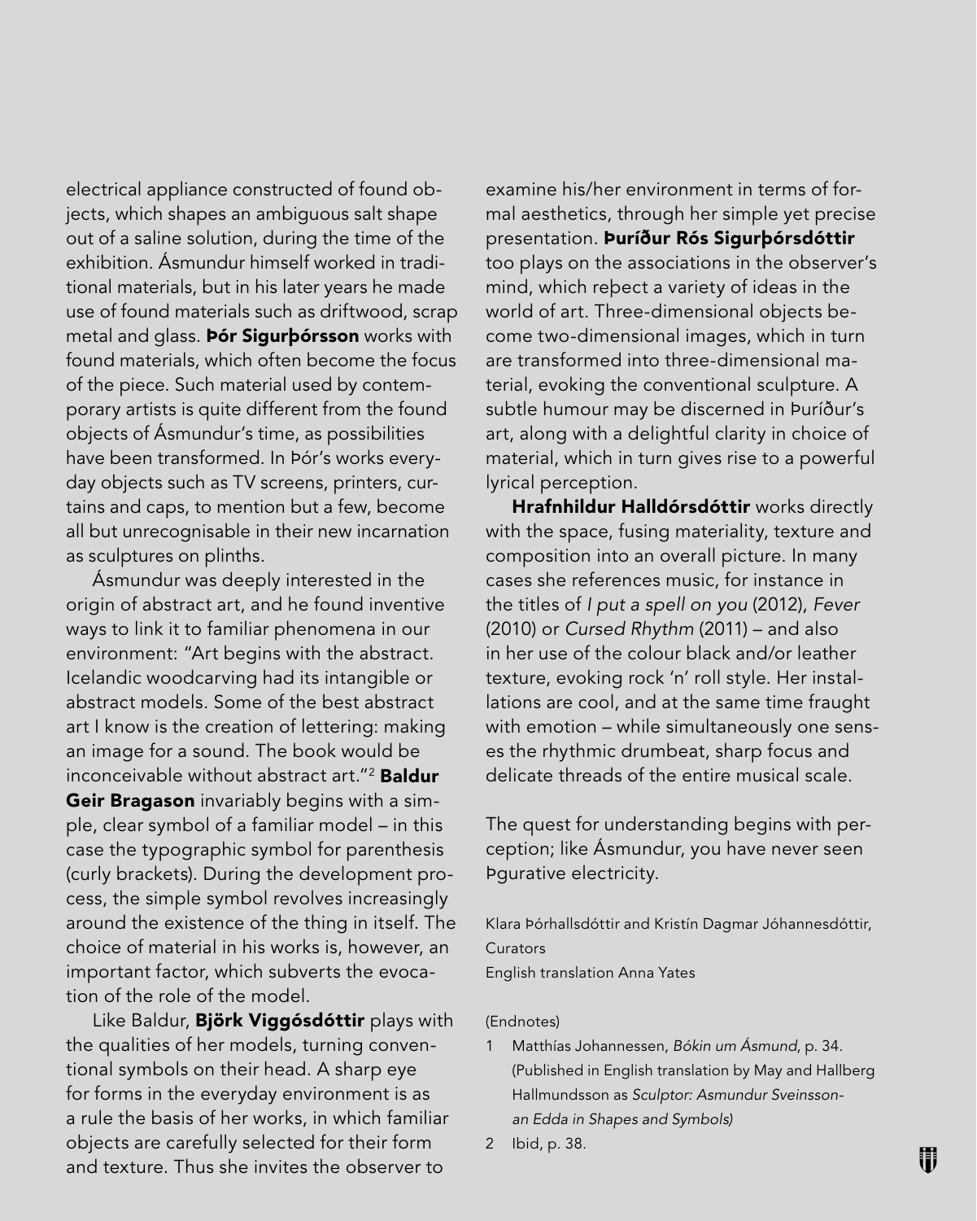electrical appliance constructed of found objects, which shapes an ambiguous salt shape out of a saline solution, during the time of the exhibition. Ásmundur himself worked in traditional materials, but in his later years he made use of found materials such as driftwood, scrap metal and glass. **Þór Sigurþórsson** works with found materials, which often become the focus of the piece. Such material used by contemporary artists is quite different from the found objects of Ásmundur's time, as possibilities have been transformed. In Þór's works everyday objects such as TV screens, printers, curtains and caps, to mention but a few, become all but unrecognisable in their new incarnation as sculptures on plinths.

Ásmundur was deeply interested in the origin of abstract art, and he found inventive ways to link it to familiar phenomena in our environment: "Art begins with the abstract. Icelandic woodcarving had its intangible or abstract models. Some of the best abstract art I know is the creation of lettering: making an image for a sound. The book would be inconceivable without abstract art."[2] **Baldur Geir Bragason** invariably begins with a simple, clear symbol of a familiar model – in this case the typographic symbol for parenthesis (curly brackets). During the development process, the simple symbol revolves increasingly around the existence of the thing in itself. The choice of material in his works is, however, an important factor, which subverts the evocation of the role of the model.

Like Baldur, **Björk Viggósdóttir** plays with the qualities of her models, turning conventional symbols on their head. A sharp eye for forms in the everyday environment is as a rule the basis of her works, in which familiar objects are carefully selected for their form and texture. Thus she invites the observer to examine his/her environment in terms of formal aesthetics, through her simple yet precise presentation. **Þuríður Rós Sigurþórsdóttir** too plays on the associations in the observer's mind, which reþect a variety of ideas in the world of art. Three-dimensional objects become two-dimensional images, which in turn are transformed into three-dimensional material, evoking the conventional sculpture. A subtle humour may be discerned in Þuríður's art, along with a delightful clarity in choice of material, which in turn gives rise to a powerful lyrical perception.

**Hrafnhildur Halldórsdóttir** works directly with the space, fusing materiality, texture and composition into an overall picture. In many cases she references music, for instance in the titles of *I put a spell on you* (2012), *Fever* (2010) or *Cursed Rhythm* (2011) – and also in her use of the colour black and/or leather texture, evoking rock 'n' roll style. Her installations are cool, and at the same time fraught with emotion – while simultaneously one senses the rhythmic drumbeat, sharp focus and delicate threads of the entire musical scale.

The quest for understanding begins with perception; like Ásmundur, you have never seen Þgurative electricity.

Klara Þórhallsdóttir and Kristín Dagmar Jóhannesdóttir,
Curators
English translation Anna Yates

(Endnotes)

1 Matthías Johannessen, *Bókin um Ásmund*, p. 34. (Published in English translation by May and Hallberg Hallmundsson as *Sculptor: Asmundur Sveinsson-an Edda in Shapes and Symbols)*

2 Ibid, p. 38.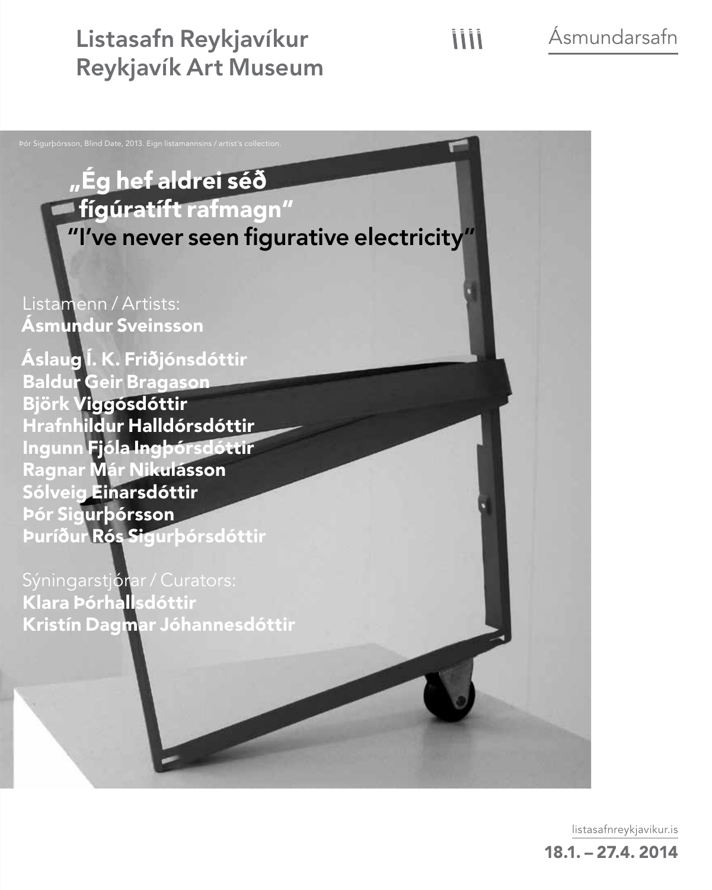Listasafn Reykjavíkur
Reykjavík Art Museum

Ásmundarsafn

Þór Sigurþórsson, Blind Date, 2013. Eign listamannsins / artist's collection.

# „Ég hef aldrei séð fígúratíft rafmagn"
## "I've never seen figurative electricity"

Listamenn / Artists:
**Ásmundur Sveinsson**

**Áslaug Í. K. Friðjónsdóttir**
**Baldur Geir Bragason**
**Björk Viggósdóttir**
**Hrafnhildur Halldórsdóttir**
**Ingunn Fjóla Ingþórsdóttir**
**Ragnar Már Nikulásson**
**Sólveig Einarsdóttir**
**Þór Sigurþórsson**
**Þuríður Rós Sigurþórsdóttir**

Sýningarstjórar / Curators:
**Klara Þórhallsdóttir**
**Kristín Dagmar Jóhannesdóttir**

listasafnreykjavikur.is
**18.1. – 27.4. 2014**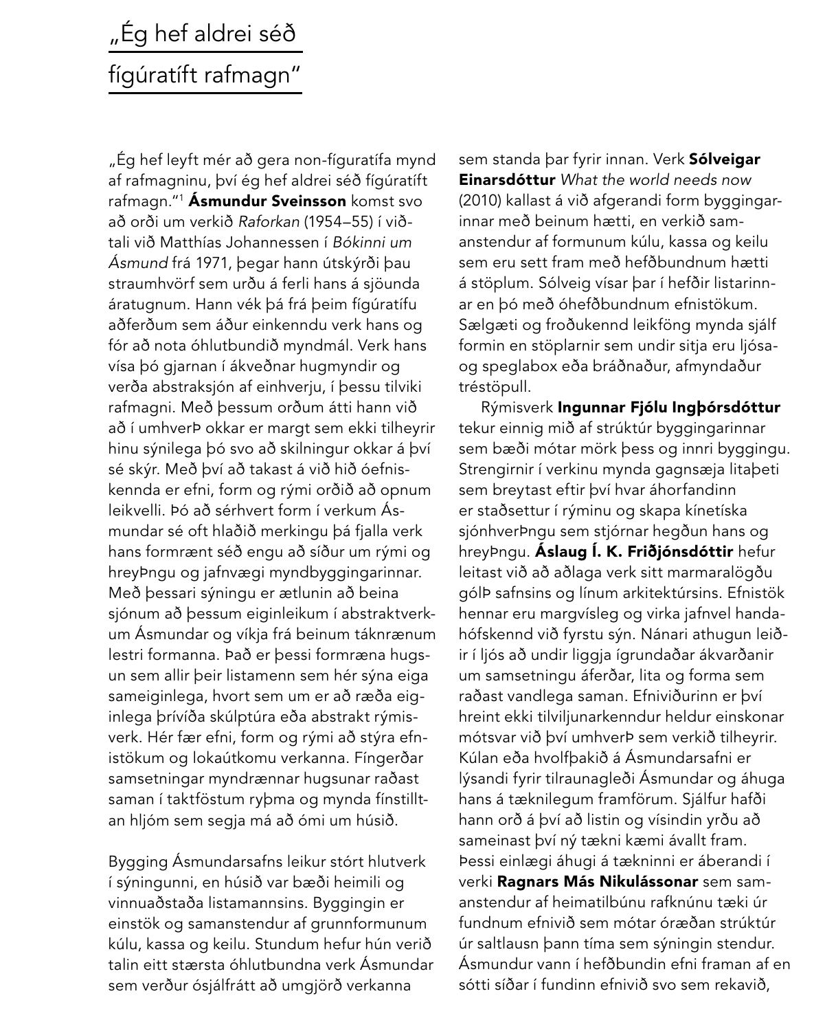# „Ég hef aldrei séð fígúratíft rafmagn"

„Ég hef leyft mér að gera non-fíguratífa mynd af rafmagninu, því ég hef aldrei séð fígúratíft rafmagn."[1] **Ásmundur Sveinsson** komst svo að orði um verkið *Raforkan* (1954–55) í viðtali við Matthías Johannessen í *Bókinni um Ásmund* frá 1971, þegar hann útskýrði þau straumhvörf sem urðu á ferli hans á sjöunda áratugnum. Hann vék þá frá þeim fígúratífu aðferðum sem áður einkenndu verk hans og fór að nota óhlutbundið myndmál. Verk hans vísa þó gjarnan í ákveðnar hugmyndir og verða abstraksjón af einhverju, í þessu tilviki rafmagni. Með þessum orðum átti hann við að í umhverÞ okkar er margt sem ekki tilheyrir hinu sýnilega þó svo að skilningur okkar á því sé skýr. Með því að takast á við hið óefniskennda er efni, form og rými orðið að opnum leikvelli. Þó að sérhvert form í verkum Ásmundar sé oft hlaðið merkingu þá fjalla verk hans formrænt séð engu að síður um rými og hreyÞngu og jafnvægi myndbyggingarinnar. Með þessari sýningu er ætlunin að beina sjónum að þessum eiginleikum í abstraktverkum Ásmundar og víkja frá beinum táknrænum lestri formanna. Það er þessi formræna hugsun sem allir þeir listamenn sem hér sýna eiga sameiginlega, hvort sem um er að ræða eiginlega þrívíða skúlptúra eða abstrakt rýmisverk. Hér fær efni, form og rými að stýra efnistökum og lokaútkomu verkanna. Fíngerðar samsetningar myndrænnar hugsunar raðast saman í taktföstum ryþma og mynda fínstilltan hljóm sem segja má að ómi um húsið.

Bygging Ásmundarsafns leikur stórt hlutverk í sýningunni, en húsið var bæði heimili og vinnuaðstaða listamannsins. Byggingin er einstök og samanstendur af grunnformunum kúlu, kassa og keilu. Stundum hefur hún verið talin eitt stærsta óhlutbundna verk Ásmundar sem verður ósjálfrátt að umgjörð verkanna sem standa þar fyrir innan. Verk **Sólveigar Einarsdóttur** *What the world needs now* (2010) kallast á við afgerandi form byggingarinnar með beinum hætti, en verkið samanstendur af formunum kúlu, kassa og keilu sem eru sett fram með hefðbundnum hætti á stöplum. Sólveig vísar þar í hefðir listarinnar en þó með óhefðbundnum efnistökum. Sælgæti og froðukennd leikföng mynda sjálf formin en stöplarnir sem undir sitja eru ljósa- og speglabox eða bráðnaður, afmyndaður tréstöpull.

Rýmisverk **Ingunnar Fjólu Ingþórsdóttur** tekur einnig mið af strúktúr byggingarinnar sem bæði mótar mörk þess og innri byggingu. Strengirnir í verkinu mynda gagnsæja litaþeti sem breytast eftir því hvar áhorfandinn er staðsettur í rýminu og skapa kínetíska sjónhverÞngu sem stjórnar hegðun hans og hreyÞngu. **Áslaug Í. K. Friðjónsdóttir** hefur leitast við að aðlaga verk sitt marmaralögðu gólÞ safnsins og línum arkitektúrsins. Efnistök hennar eru margvísleg og virka jafnvel handahófskennd við fyrstu sýn. Nánari athugun leiðir í ljós að undir liggja ígrundaðar ákvarðanir um samsetningu áferðar, lita og forma sem raðast vandlega saman. Efniviðurinn er því hreint ekki tilviljunarkenndur heldur einskonar mótsvar við því umhverÞ sem verkið tilheyrir. Kúlan eða hvolfþakið á Ásmundarsafni er lýsandi fyrir tilraunagleði Ásmundar og áhuga hans á tæknilegum framförum. Sjálfur hafði hann orð á því að listin og vísindin yrðu að sameinast því ný tækni kæmi ávallt fram. Þessi einlægi áhugi á tækninni er áberandi í verki **Ragnars Más Nikulássonar** sem samanstendur af heimatilbúnu rafknúnu tæki úr fundnum efnivið sem mótar óræðan strúktúr úr saltlausn þann tíma sem sýningin stendur. Ásmundur vann í hefðbundin efni framan af en sótti síðar í fundinn efnivið svo sem rekavið,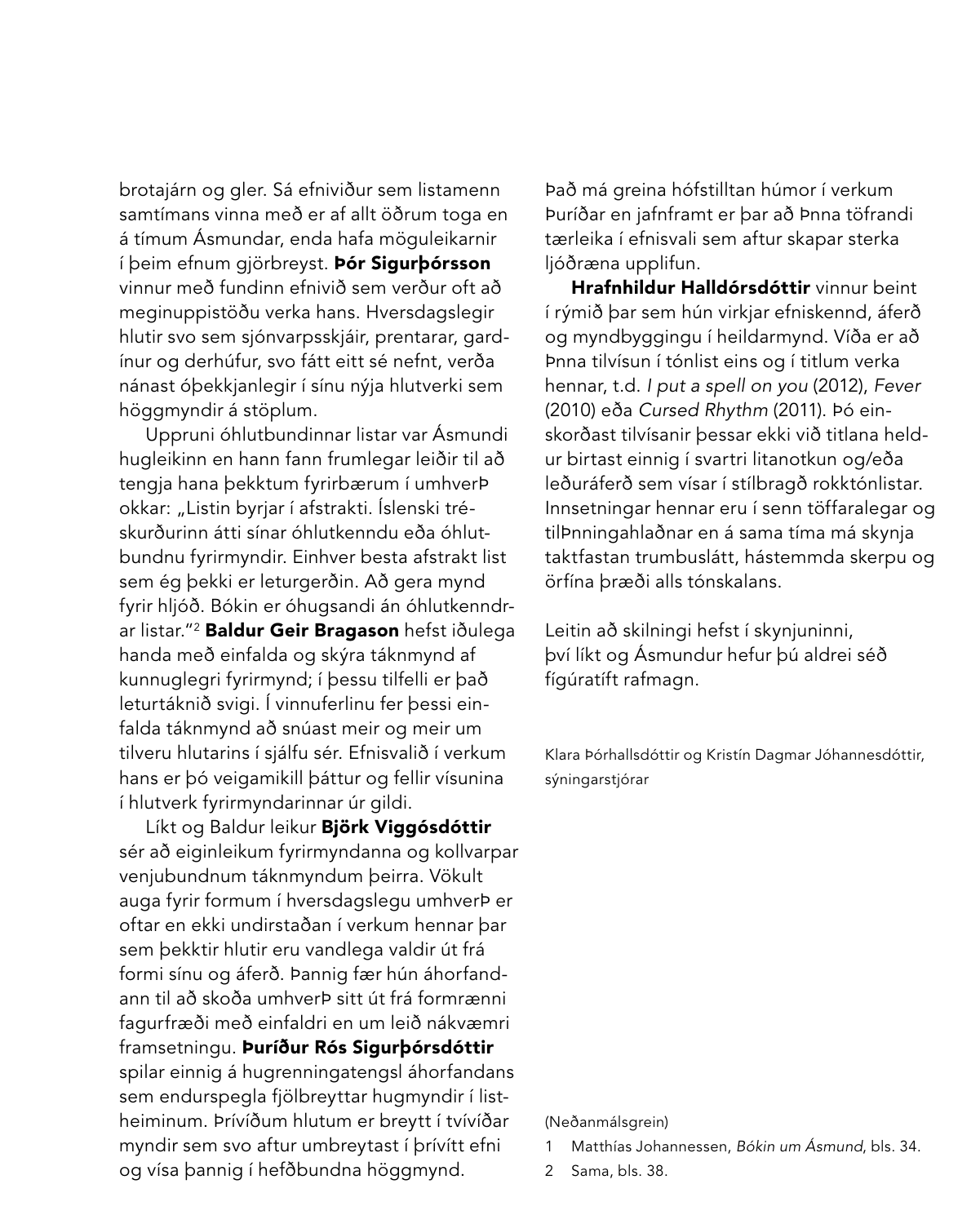brotajárn og gler. Sá efniviður sem listamenn samtímans vinna með er af allt öðrum toga en á tímum Ásmundar, enda hafa möguleikarnir í þeim efnum gjörbreyst. **Þór Sigurþórsson** vinnur með fundinn efnivið sem verður oft að meginuppistöðu verka hans. Hversdagslegir hlutir svo sem sjónvarpsskjáir, prentarar, gardínur og derhúfur, svo fátt eitt sé nefnt, verða nánast óþekkjanlegir í sínu nýja hlutverki sem höggmyndir á stöplum.

Uppruni óhlutbundinnar listar var Ásmundi hugleikinn en hann fann frumlegar leiðir til að tengja hana þekktum fyrirbærum í umhverfi okkar: „Listin byrjar í afstrakti. Íslenski tréskurðurinn átti sínar óhlutkenndu eða óhlutbundnu fyrirmyndir. Einhver besta afstrakt list sem ég þekki er leturgerðin. Að gera mynd fyrir hljóð. Bókin er óhugsandi án óhlutkenndrar listar.“[2] **Baldur Geir Bragason** hefst iðulega handa með einfalda og skýra táknmynd af kunnuglegri fyrirmynd; í þessu tilfelli er það leturtáknið svigi. Í vinnuferlinu fer þessi einfalda táknmynd að snúast meir og meir um tilveru hlutarins í sjálfu sér. Efnisvalið í verkum hans er þó veigamikill þáttur og fellir vísunina í hlutverk fyrirmyndarinnar úr gildi.

Líkt og Baldur leikur **Björk Viggósdóttir** sér að eiginleikum fyrirmyndanna og kollvarpar venjubundnum táknmyndum þeirra. Vökult auga fyrir formum í hversdagslegu umhverfi er oftar en ekki undirstaðan í verkum hennar þar sem þekktir hlutir eru vandlega valdir út frá formi sínu og áferð. Þannig fær hún áhorfandann til að skoða umhverfi sitt út frá formrænni fagurfræði með einfaldri en um leið nákvæmri framsetningu. **Þuríður Rós Sigurþórsdóttir** spilar einnig á hugrenningatengsl áhorfandans sem endurspegla fjölbreyttar hugmyndir í listheiminum. Þrívíðum hlutum er breytt í tvívíðar myndir sem svo aftur umbreytast í þrívítt efni og vísa þannig í hefðbundna höggmynd. Það má greina hófstilltan húmor í verkum Þuríðar en jafnframt er þar að finna töfrandi tærleika í efnisvali sem aftur skapar sterka ljóðræna upplifun.

**Hrafnhildur Halldórsdóttir** vinnur beint í rýmið þar sem hún virkjar efniskennd, áferð og myndbyggingu í heildarmynd. Víða er að finna tilvísun í tónlist eins og í titlum verka hennar, t.d. *I put a spell on you* (2012), *Fever* (2010) eða *Cursed Rhythm* (2011). Þó einskorðast tilvísanir þessar ekki við titlana heldur birtast einnig í svartri litanotkun og/eða leðuráferð sem vísar í stílbragð rokktónlistar. Innsetningar hennar eru í senn töffaralegar og tilfinningahlaðnar en á sama tíma má skynja taktfastan trumbuslátt, hástemmda skerpu og örfína þræði alls tónskalans.

Leitin að skilningi hefst í skynjuninni, því líkt og Ásmundur hefur þú aldrei séð fígúratíft rafmagn.

Klara Þórhallsdóttir og Kristín Dagmar Jóhannesdóttir, sýningarstjórar

(Neðanmálsgrein)

1 Matthías Johannessen, *Bókin um Ásmund*, bls. 34.
2 Sama, bls. 38.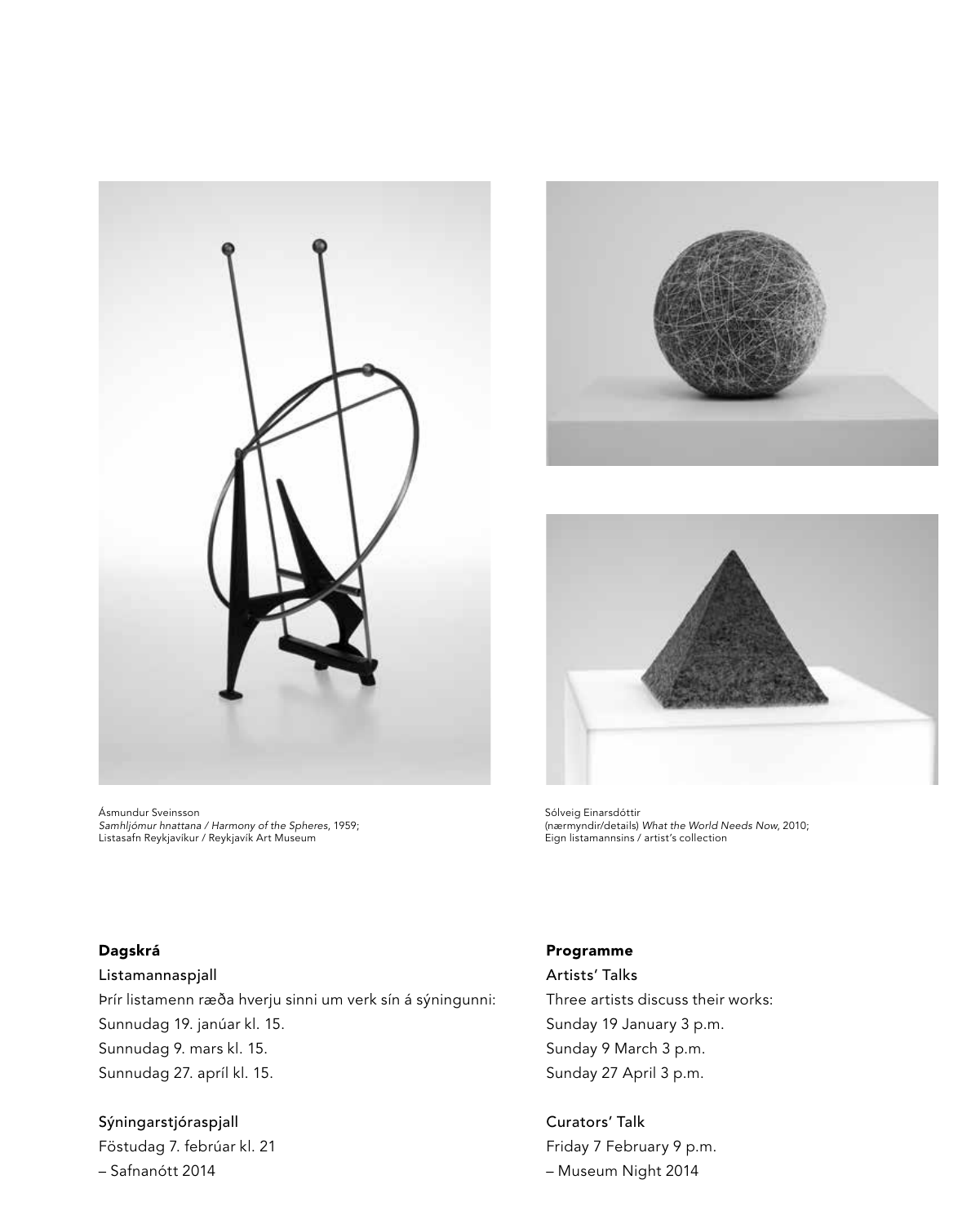Ásmundur Sveinsson
*Samhljómur hnattana / Harmony of the Spheres*, 1959;
Listasafn Reykjavíkur / Reykjavík Art Museum

Sólveig Einarsdóttir
(nærmyndir/details) *What the World Needs Now*, 2010;
Eign listamannsins / artist's collection

**Dagskrá**

Listamannaspjall

Þrír listamenn ræða hverju sinni um verk sín á sýningunni:

Sunnudag 19. janúar kl. 15.

Sunnudag 9. mars kl. 15.

Sunnudag 27. apríl kl. 15.

Sýningarstjóraspjall

Föstudag 7. febrúar kl. 21

– Safnanótt 2014

**Programme**

Artists' Talks

Three artists discuss their works:

Sunday 19 January 3 p.m.

Sunday 9 March 3 p.m.

Sunday 27 April 3 p.m.

Curators' Talk

Friday 7 February 9 p.m.

– Museum Night 2014